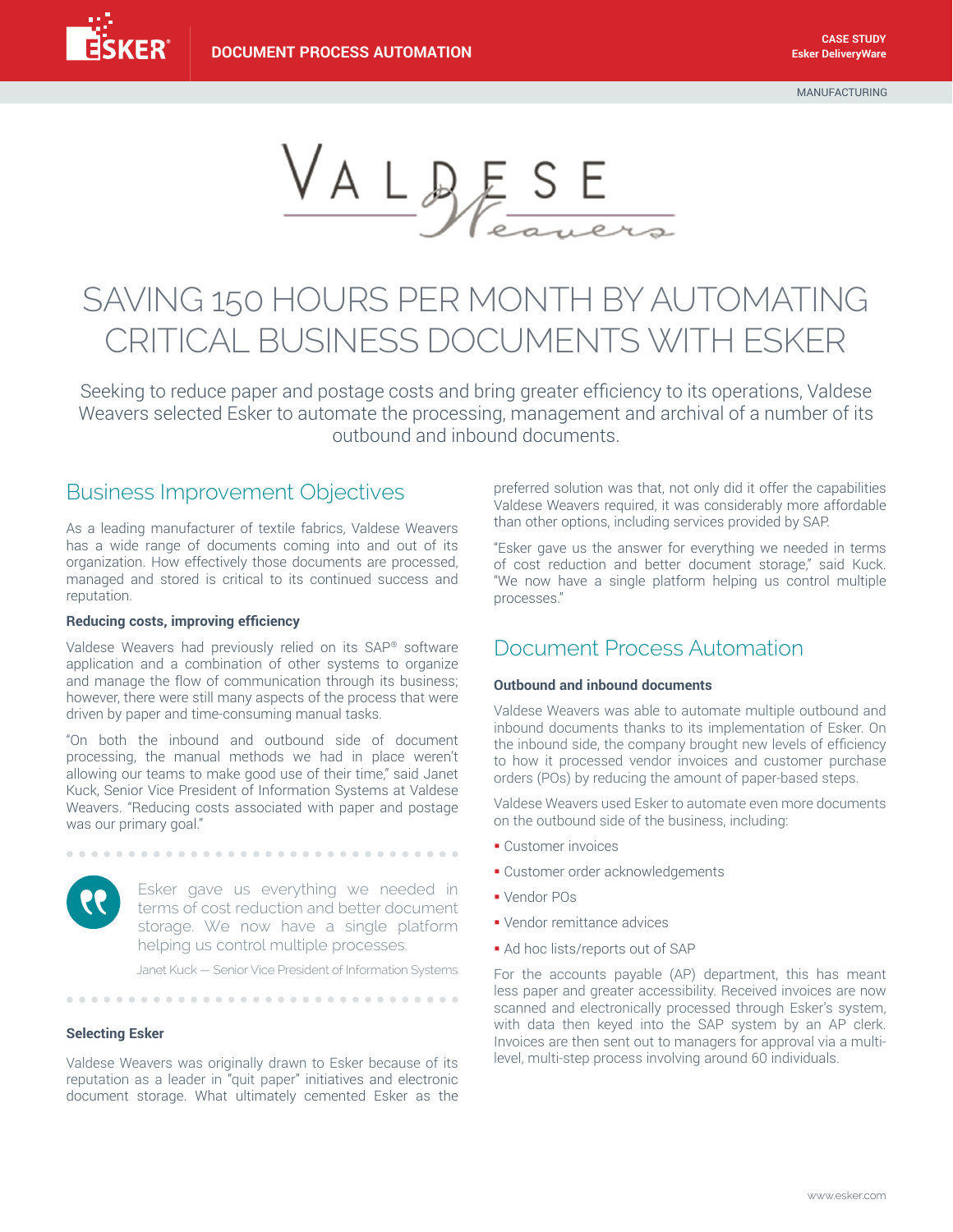DOCUMENT PROCESS AUTOMATION

CASE STUDY
Esker DeliveryWare

MANUFACTURING

# SAVING 150 HOURS PER MONTH BY AUTOMATING CRITICAL BUSINESS DOCUMENTS WITH ESKER

Seeking to reduce paper and postage costs and bring greater efficiency to its operations, Valdese Weavers selected Esker to automate the processing, management and archival of a number of its outbound and inbound documents.

## Business Improvement Objectives

As a leading manufacturer of textile fabrics, Valdese Weavers has a wide range of documents coming into and out of its organization. How effectively those documents are processed, managed and stored is critical to its continued success and reputation.

### Reducing costs, improving efficiency

Valdese Weavers had previously relied on its SAP® software application and a combination of other systems to organize and manage the flow of communication through its business; however, there were still many aspects of the process that were driven by paper and time-consuming manual tasks.

"On both the inbound and outbound side of document processing, the manual methods we had in place weren't allowing our teams to make good use of their time," said Janet Kuck, Senior Vice President of Information Systems at Valdese Weavers. "Reducing costs associated with paper and postage was our primary goal."

> Esker gave us everything we needed in terms of cost reduction and better document storage. We now have a single platform helping us control multiple processes.
>
> Janet Kuck — Senior Vice President of Information Systems

### Selecting Esker

Valdese Weavers was originally drawn to Esker because of its reputation as a leader in "quit paper" initiatives and electronic document storage. What ultimately cemented Esker as the preferred solution was that, not only did it offer the capabilities Valdese Weavers required, it was considerably more affordable than other options, including services provided by SAP.

"Esker gave us the answer for everything we needed in terms of cost reduction and better document storage," said Kuck. "We now have a single platform helping us control multiple processes."

## Document Process Automation

### Outbound and inbound documents

Valdese Weavers was able to automate multiple outbound and inbound documents thanks to its implementation of Esker. On the inbound side, the company brought new levels of efficiency to how it processed vendor invoices and customer purchase orders (POs) by reducing the amount of paper-based steps.

Valdese Weavers used Esker to automate even more documents on the outbound side of the business, including:

- Customer invoices
- Customer order acknowledgements
- Vendor POs
- Vendor remittance advices
- Ad hoc lists/reports out of SAP

For the accounts payable (AP) department, this has meant less paper and greater accessibility. Received invoices are now scanned and electronically processed through Esker's system, with data then keyed into the SAP system by an AP clerk. Invoices are then sent out to managers for approval via a multi-level, multi-step process involving around 60 individuals.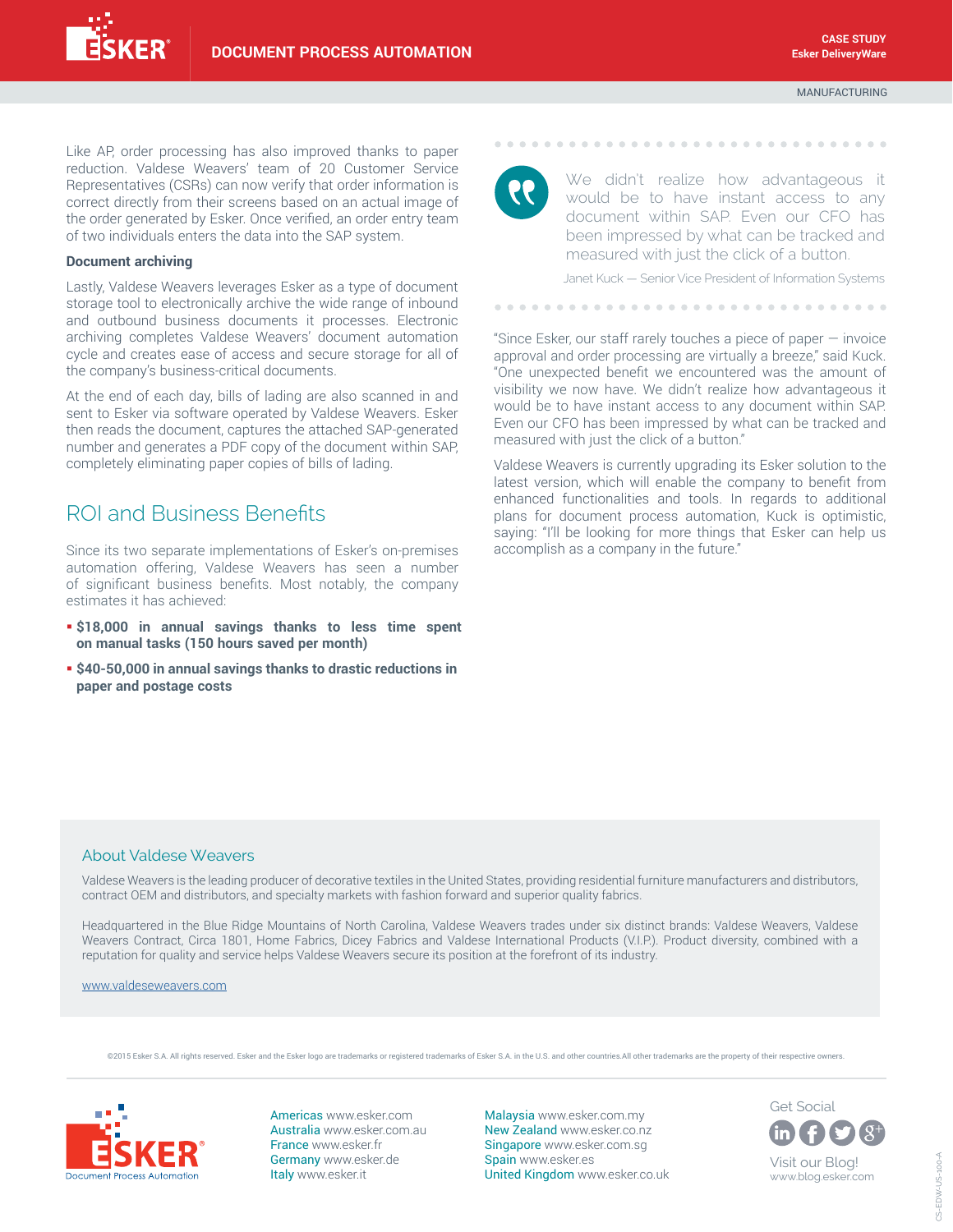Like AP, order processing has also improved thanks to paper reduction. Valdese Weavers' team of 20 Customer Service Representatives (CSRs) can now verify that order information is correct directly from their screens based on an actual image of the order generated by Esker. Once verified, an order entry team of two individuals enters the data into the SAP system.

**Document archiving**

Lastly, Valdese Weavers leverages Esker as a type of document storage tool to electronically archive the wide range of inbound and outbound business documents it processes. Electronic archiving completes Valdese Weavers' document automation cycle and creates ease of access and secure storage for all of the company's business-critical documents.

At the end of each day, bills of lading are also scanned in and sent to Esker via software operated by Valdese Weavers. Esker then reads the document, captures the attached SAP-generated number and generates a PDF copy of the document within SAP, completely eliminating paper copies of bills of lading.

## ROI and Business Benefits

Since its two separate implementations of Esker's on-premises automation offering, Valdese Weavers has seen a number of significant business benefits. Most notably, the company estimates it has achieved:

- **$18,000 in annual savings thanks to less time spent on manual tasks (150 hours saved per month)**
- **$40-50,000 in annual savings thanks to drastic reductions in paper and postage costs**

> We didn't realize how advantageous it would be to have instant access to any document within SAP. Even our CFO has been impressed by what can be tracked and measured with just the click of a button.
>
> Janet Kuck — Senior Vice President of Information Systems

"Since Esker, our staff rarely touches a piece of paper — invoice approval and order processing are virtually a breeze," said Kuck. "One unexpected benefit we encountered was the amount of visibility we now have. We didn't realize how advantageous it would be to have instant access to any document within SAP. Even our CFO has been impressed by what can be tracked and measured with just the click of a button."

Valdese Weavers is currently upgrading its Esker solution to the latest version, which will enable the company to benefit from enhanced functionalities and tools. In regards to additional plans for document process automation, Kuck is optimistic, saying: "I'll be looking for more things that Esker can help us accomplish as a company in the future."

### About Valdese Weavers

Valdese Weavers is the leading producer of decorative textiles in the United States, providing residential furniture manufacturers and distributors, contract OEM and distributors, and specialty markets with fashion forward and superior quality fabrics.

Headquartered in the Blue Ridge Mountains of North Carolina, Valdese Weavers trades under six distinct brands: Valdese Weavers, Valdese Weavers Contract, Circa 1801, Home Fabrics, Dicey Fabrics and Valdese International Products (V.I.P.). Product diversity, combined with a reputation for quality and service helps Valdese Weavers secure its position at the forefront of its industry.

www.valdeseweavers.com

©2015 Esker S.A. All rights reserved. Esker and the Esker logo are trademarks or registered trademarks of Esker S.A. in the U.S. and other countries.All other trademarks are the property of their respective owners.

Esker Document Process Automation

Americas www.esker.com
Australia www.esker.com.au
France www.esker.fr
Germany www.esker.de
Italy www.esker.it

Malaysia www.esker.com.my
New Zealand www.esker.co.nz
Singapore www.esker.com.sg
Spain www.esker.es
United Kingdom www.esker.co.uk

Get Social

Visit our Blog!
www.blog.esker.com

CS-EDW-US-100-A